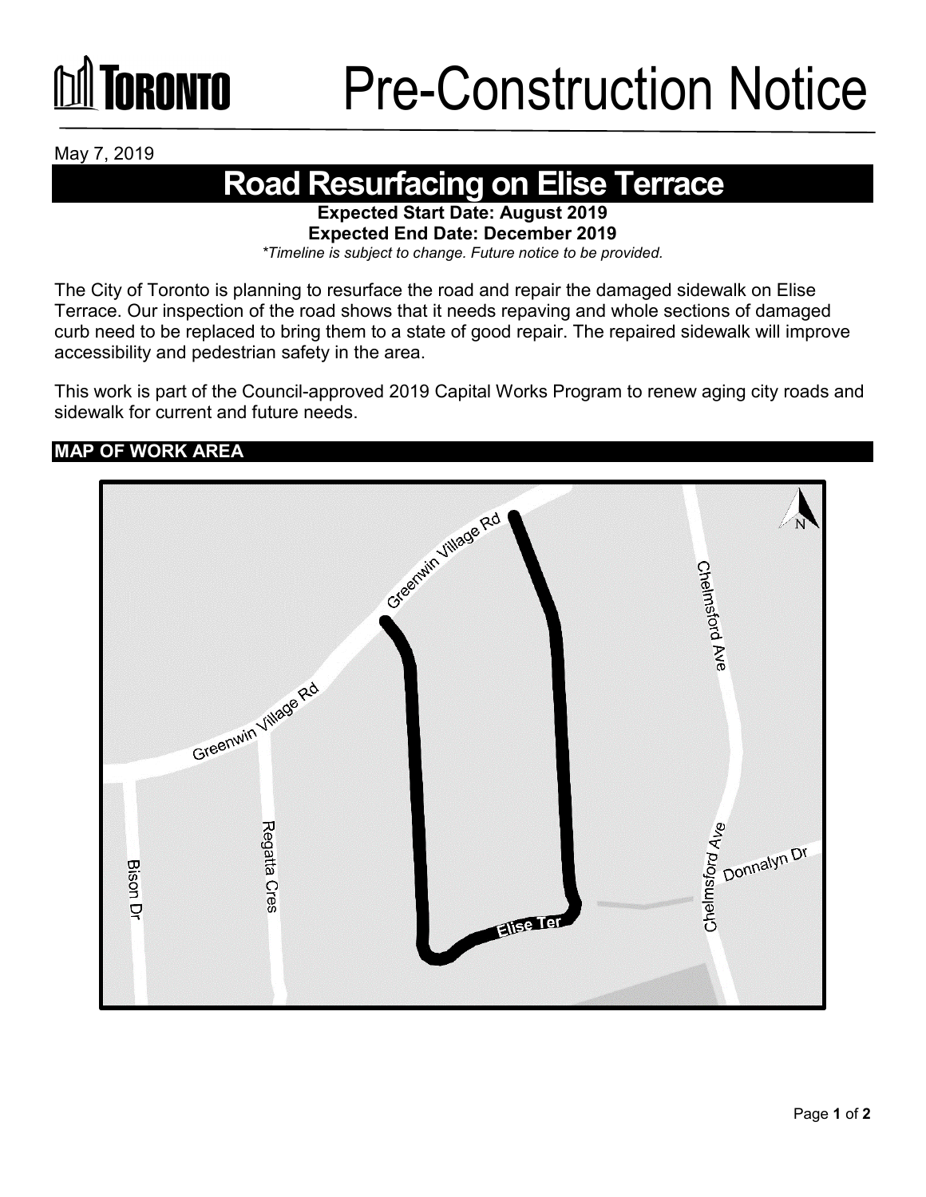# Pre-Construction Notice

May 7, 2019

## Road Resurfacing on Elise Terrace

**Expected Start Date: August 2019**
**Expected End Date: December 2019**
*\*Timeline is subject to change. Future notice to be provided.*

The City of Toronto is planning to resurface the road and repair the damaged sidewalk on Elise Terrace. Our inspection of the road shows that it needs repaving and whole sections of damaged curb need to be replaced to bring them to a state of good repair. The repaired sidewalk will improve accessibility and pedestrian safety in the area.

This work is part of the Council-approved 2019 Capital Works Program to renew aging city roads and sidewalk for current and future needs.

### MAP OF WORK AREA

Greenwin Village Rd
Chelmsford Ave
Regatta Cres
Bison Dr
Donnalyn Dr
Elise Ter
N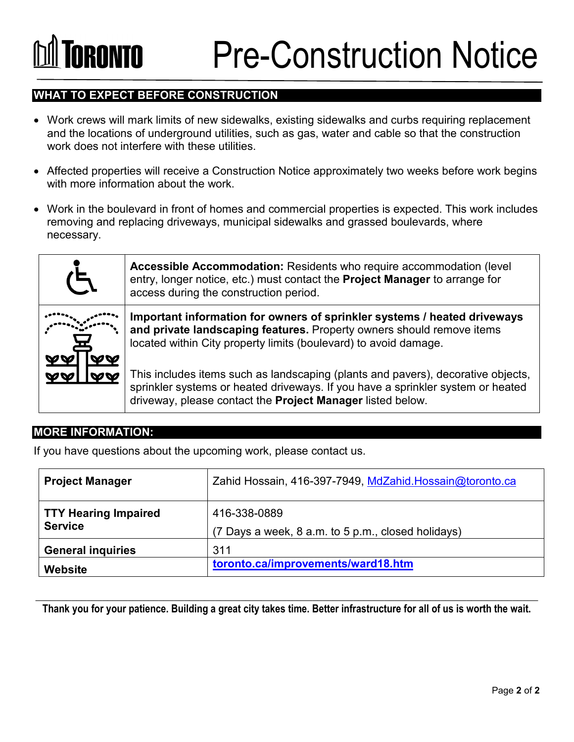# TORONTO Pre-Construction Notice

## WHAT TO EXPECT BEFORE CONSTRUCTION

- Work crews will mark limits of new sidewalks, existing sidewalks and curbs requiring replacement and the locations of underground utilities, such as gas, water and cable so that the construction work does not interfere with these utilities.
- Affected properties will receive a Construction Notice approximately two weeks before work begins with more information about the work.
- Work in the boulevard in front of homes and commercial properties is expected. This work includes removing and replacing driveways, municipal sidewalks and grassed boulevards, where necessary.

| | |
|---|---|
| | **Accessible Accommodation:** Residents who require accommodation (level entry, longer notice, etc.) must contact the **Project Manager** to arrange for access during the construction period. |
| | **Important information for owners of sprinkler systems / heated driveways and private landscaping features.** Property owners should remove items located within City property limits (boulevard) to avoid damage.<br><br>This includes items such as landscaping (plants and pavers), decorative objects, sprinkler systems or heated driveways. If you have a sprinkler system or heated driveway, please contact the **Project Manager** listed below. |

## MORE INFORMATION:

If you have questions about the upcoming work, please contact us.

| | |
|---|---|
| **Project Manager** | Zahid Hossain, 416-397-7949, MdZahid.Hossain@toronto.ca |
| **TTY Hearing Impaired Service** | 416-338-0889<br>(7 Days a week, 8 a.m. to 5 p.m., closed holidays) |
| **General inquiries** | 311 |
| **Website** | **toronto.ca/improvements/ward18.htm** |

**Thank you for your patience. Building a great city takes time. Better infrastructure for all of us is worth the wait.**